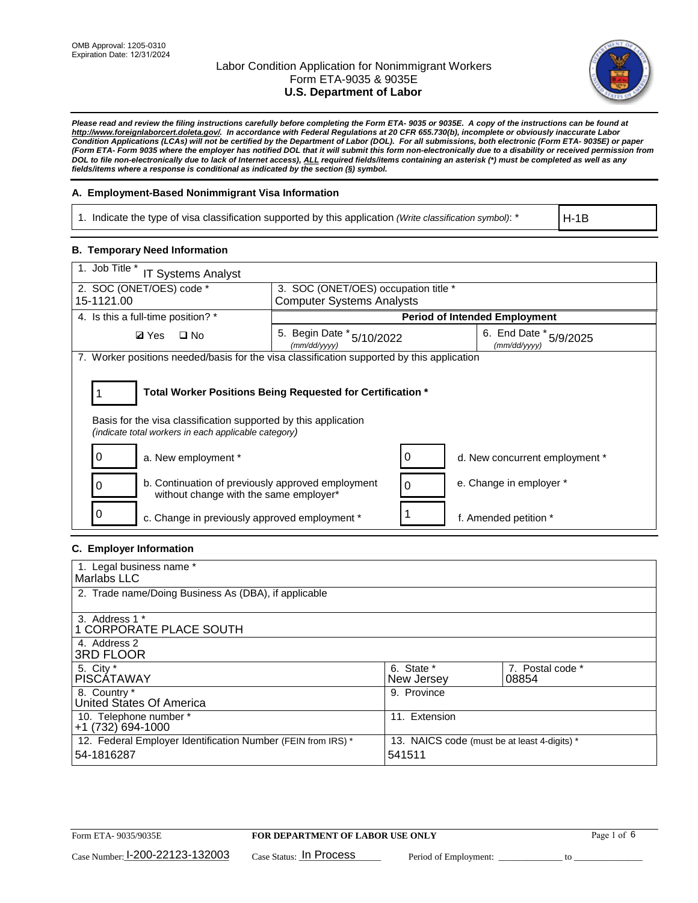OMB Approval: 1205-0310
Expiration Date: 12/31/2024

# Labor Condition Application for Nonimmigrant Workers
## Form ETA-9035 & 9035E
## U.S. Department of Labor

***Please read and review the filing instructions carefully before completing the Form ETA- 9035 or 9035E. A copy of the instructions can be found at http://www.foreignlaborcert.doleta.gov/. In accordance with Federal Regulations at 20 CFR 655.730(b), incomplete or obviously inaccurate Labor Condition Applications (LCAs) will not be certified by the Department of Labor (DOL). For all submissions, both electronic (Form ETA- 9035E) or paper (Form ETA- Form 9035 where the employer has notified DOL that it will submit this form non-electronically due to a disability or received permission from DOL to file non-electronically due to lack of Internet access), ALL required fields/items containing an asterisk (*) must be completed as well as any fields/items where a response is conditional as indicated by the section (§) symbol.***

### A. Employment-Based Nonimmigrant Visa Information

| 1. Indicate the type of visa classification supported by this application *(Write classification symbol)*: * | H-1B |
|---|---|

### B. Temporary Need Information

| 1. Job Title * IT Systems Analyst | | |
|---|---|---|
| 2. SOC (ONET/OES) code * 15-1121.00 | 3. SOC (ONET/OES) occupation title * Computer Systems Analysts | |
| 4. Is this a full-time position? * | **Period of Intended Employment** | |
| ☑ Yes ☐ No | 5. Begin Date * *(mm/dd/yyyy)* 5/10/2022 | 6. End Date * *(mm/dd/yyyy)* 5/9/2025 |

7. Worker positions needed/basis for the visa classification supported by this application

**1 — Total Worker Positions Being Requested for Certification ***

Basis for the visa classification supported by this application
*(indicate total workers in each applicable category)*

| Count | Category | Count | Category |
|---|---|---|---|
| 0 | a. New employment * | 0 | d. New concurrent employment * |
| 0 | b. Continuation of previously approved employment without change with the same employer* | 0 | e. Change in employer * |
| 0 | c. Change in previously approved employment * | 1 | f. Amended petition * |

### C. Employer Information

| 1. Legal business name * Marlabs LLC | | |
|---|---|---|
| 2. Trade name/Doing Business As (DBA), if applicable | | |
| 3. Address 1 * 1 CORPORATE PLACE SOUTH | | |
| 4. Address 2 3RD FLOOR | | |
| 5. City * PISCATAWAY | 6. State * New Jersey | 7. Postal code * 08854 |
| 8. Country * United States Of America | 9. Province | |
| 10. Telephone number * +1 (732) 694-1000 | 11. Extension | |
| 12. Federal Employer Identification Number (FEIN from IRS) * 54-1816287 | 13. NAICS code (must be at least 4-digits) * 541511 | |

Form ETA- 9035/9035E — **FOR DEPARTMENT OF LABOR USE ONLY**

Case Number: I-200-22123-132003 Case Status: In Process Period of Employment: ______________ to ______________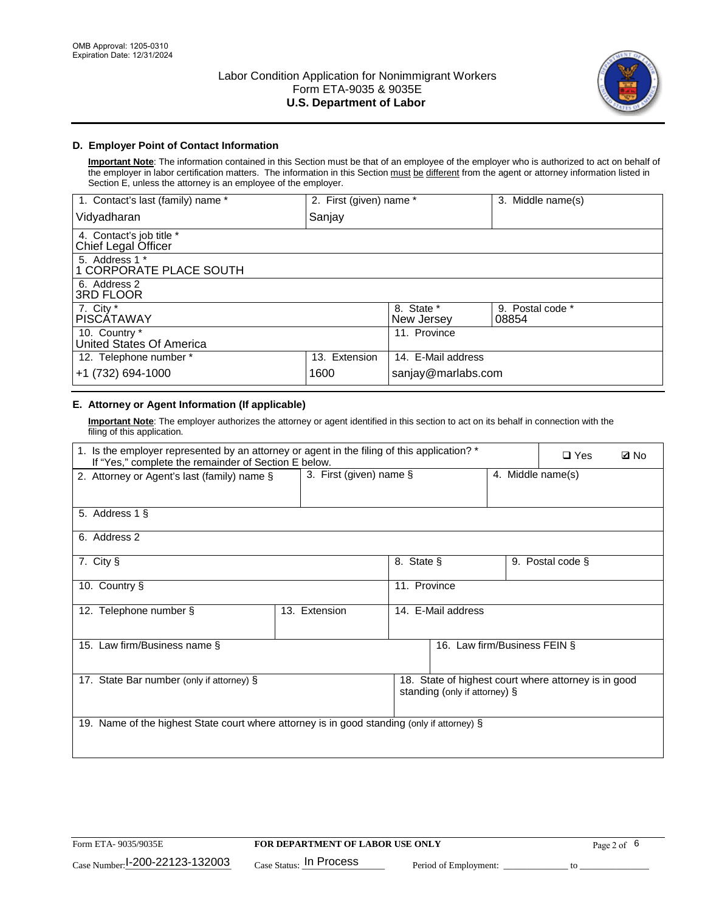OMB Approval: 1205-0310
Expiration Date: 12/31/2024

# Labor Condition Application for Nonimmigrant Workers
## Form ETA-9035 & 9035E
## U.S. Department of Labor

### D. Employer Point of Contact Information

**Important Note**: The information contained in this Section must be that of an employee of the employer who is authorized to act on behalf of the employer in labor certification matters. The information in this Section must be different from the agent or attorney information listed in Section E, unless the attorney is an employee of the employer.

| 1. Contact's last (family) name * | 2. First (given) name * | 3. Middle name(s) |
|---|---|---|
| Vidyadharan | Sanjay | |

| 4. Contact's job title * |
|---|
| Chief Legal Officer |

| 5. Address 1 * |
|---|
| 1 CORPORATE PLACE SOUTH |

| 6. Address 2 |
|---|
| 3RD FLOOR |

| 7. City * | 8. State * | 9. Postal code * |
|---|---|---|
| PISCATAWAY | New Jersey | 08854 |

| 10. Country * | 11. Province |
|---|---|
| United States Of America | |

| 12. Telephone number * | 13. Extension | 14. E-Mail address |
|---|---|---|
| +1 (732) 694-1000 | 1600 | sanjay@marlabs.com |

### E. Attorney or Agent Information (If applicable)

**Important Note**: The employer authorizes the attorney or agent identified in this section to act on its behalf in connection with the filing of this application.

1. Is the employer represented by an attorney or agent in the filing of this application? * If "Yes," complete the remainder of Section E below.
❑ Yes ☑ No

| 2. Attorney or Agent's last (family) name § | 3. First (given) name § | 4. Middle name(s) |
|---|---|---|
| | | |

| 5. Address 1 § |
|---|
| |

| 6. Address 2 |
|---|
| |

| 7. City § | 8. State § | 9. Postal code § |
|---|---|---|
| | | |

| 10. Country § | 11. Province |
|---|---|
| | |

| 12. Telephone number § | 13. Extension | 14. E-Mail address |
|---|---|---|
| | | |

| 15. Law firm/Business name § | 16. Law firm/Business FEIN § |
|---|---|
| | |

| 17. State Bar number (only if attorney) § | 18. State of highest court where attorney is in good standing (only if attorney) § |
|---|---|
| | |

| 19. Name of the highest State court where attorney is in good standing (only if attorney) § |
|---|
| |

Form ETA- 9035/9035E | **FOR DEPARTMENT OF LABOR USE ONLY**

Case Number: I-200-22123-132003 Case Status: In Process Period of Employment: _____________ to _______________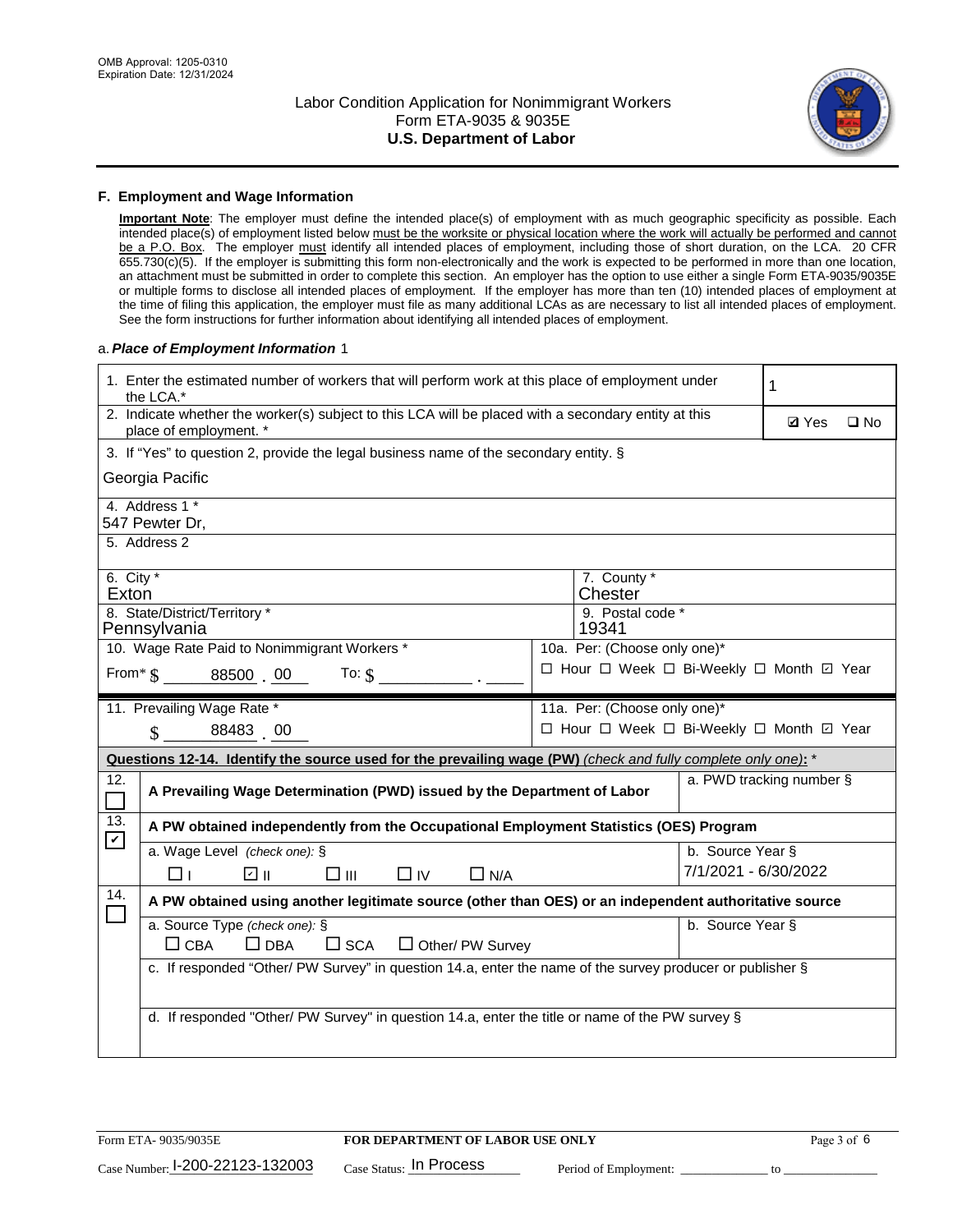OMB Approval: 1205-0310
Expiration Date: 12/31/2024

# Labor Condition Application for Nonimmigrant Workers
## Form ETA-9035 & 9035E
## U.S. Department of Labor

### F. Employment and Wage Information

**Important Note**: The employer must define the intended place(s) of employment with as much geographic specificity as possible. Each intended place(s) of employment listed below must be the worksite or physical location where the work will actually be performed and cannot be a P.O. Box. The employer must identify all intended places of employment, including those of short duration, on the LCA. 20 CFR 655.730(c)(5). If the employer is submitting this form non-electronically and the work is expected to be performed in more than one location, an attachment must be submitted in order to complete this section. An employer has the option to use either a single Form ETA-9035/9035E or multiple forms to disclose all intended places of employment. If the employer has more than ten (10) intended places of employment at the time of filing this application, the employer must file as many additional LCAs as are necessary to list all intended places of employment. See the form instructions for further information about identifying all intended places of employment.

a. ***Place of Employment Information*** 1

| | |
|---|---|
| 1. Enter the estimated number of workers that will perform work at this place of employment under the LCA.* | 1 |
| 2. Indicate whether the worker(s) subject to this LCA will be placed with a secondary entity at this place of employment. * | ☑ Yes ☐ No |
| 3. If "Yes" to question 2, provide the legal business name of the secondary entity. § Georgia Pacific | |
| 4. Address 1 * 547 Pewter Dr, | |
| 5. Address 2 | |
| 6. City * Exton | 7. County * Chester |
| 8. State/District/Territory * Pennsylvania | 9. Postal code * 19341 |
| 10. Wage Rate Paid to Nonimmigrant Workers * From* $ 88500 . 00 To: $ \_\_\_\_ . \_\_\_\_ | 10a. Per: (Choose only one)* ☐ Hour ☐ Week ☐ Bi-Weekly ☐ Month ☑ Year |
| 11. Prevailing Wage Rate * $ 88483 . 00 | 11a. Per: (Choose only one)* ☐ Hour ☐ Week ☐ Bi-Weekly ☐ Month ☑ Year |

**Questions 12-14. Identify the source used for the prevailing wage (PW)** *(check and fully complete only one)*: *

| | | |
|---|---|---|
| 12. ☐ | **A Prevailing Wage Determination (PWD) issued by the Department of Labor** | a. PWD tracking number § |
| 13. ☑ | **A PW obtained independently from the Occupational Employment Statistics (OES) Program** | |
| | a. Wage Level *(check one)*: § ☐ I ☑ II ☐ III ☐ IV ☐ N/A | b. Source Year § 7/1/2021 - 6/30/2022 |
| 14. ☐ | **A PW obtained using another legitimate source (other than OES) or an independent authoritative source** | |
| | a. Source Type *(check one)*: § ☐ CBA ☐ DBA ☐ SCA ☐ Other/ PW Survey | b. Source Year § |
| | c. If responded "Other/ PW Survey" in question 14.a, enter the name of the survey producer or publisher § | |
| | d. If responded "Other/ PW Survey" in question 14.a, enter the title or name of the PW survey § | |

Form ETA- 9035/9035E | **FOR DEPARTMENT OF LABOR USE ONLY**

Case Number: I-200-22123-132003 Case Status: In Process Period of Employment: \_\_\_\_\_\_\_\_ to \_\_\_\_\_\_\_\_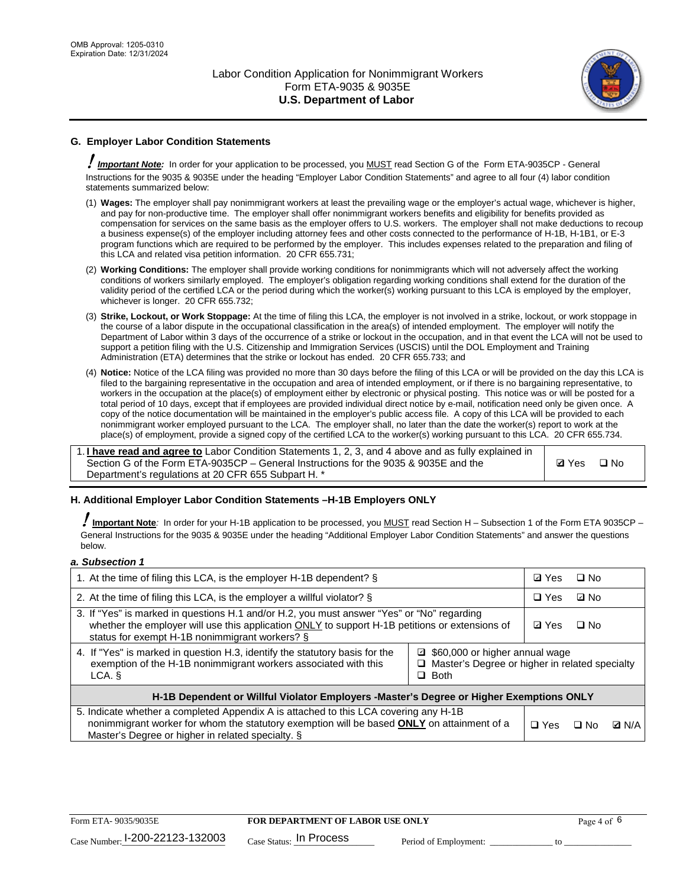## G. Employer Labor Condition Statements

*! **Important Note:*** In order for your application to be processed, you MUST read Section G of the Form ETA-9035CP - General Instructions for the 9035 & 9035E under the heading "Employer Labor Condition Statements" and agree to all four (4) labor condition statements summarized below:

(1) **Wages:** The employer shall pay nonimmigrant workers at least the prevailing wage or the employer's actual wage, whichever is higher, and pay for non-productive time. The employer shall offer nonimmigrant workers benefits and eligibility for benefits provided as compensation for services on the same basis as the employer offers to U.S. workers. The employer shall not make deductions to recoup a business expense(s) of the employer including attorney fees and other costs connected to the performance of H-1B, H-1B1, or E-3 program functions which are required to be performed by the employer. This includes expenses related to the preparation and filing of this LCA and related visa petition information. 20 CFR 655.731;

(2) **Working Conditions:** The employer shall provide working conditions for nonimmigrants which will not adversely affect the working conditions of workers similarly employed. The employer's obligation regarding working conditions shall extend for the duration of the validity period of the certified LCA or the period during which the worker(s) working pursuant to this LCA is employed by the employer, whichever is longer. 20 CFR 655.732;

(3) **Strike, Lockout, or Work Stoppage:** At the time of filing this LCA, the employer is not involved in a strike, lockout, or work stoppage in the course of a labor dispute in the occupational classification in the area(s) of intended employment. The employer will notify the Department of Labor within 3 days of the occurrence of a strike or lockout in the occupation, and in that event the LCA will not be used to support a petition filing with the U.S. Citizenship and Immigration Services (USCIS) until the DOL Employment and Training Administration (ETA) determines that the strike or lockout has ended. 20 CFR 655.733; and

(4) **Notice:** Notice of the LCA filing was provided no more than 30 days before the filing of this LCA or will be provided on the day this LCA is filed to the bargaining representative in the occupation and area of intended employment, or if there is no bargaining representative, to workers in the occupation at the place(s) of employment either by electronic or physical posting. This notice was or will be posted for a total period of 10 days, except that if employees are provided individual direct notice by e-mail, notification need only be given once. A copy of the notice documentation will be maintained in the employer's public access file. A copy of this LCA will be provided to each nonimmigrant worker employed pursuant to the LCA. The employer shall, no later than the date the worker(s) report to work at the place(s) of employment, provide a signed copy of the certified LCA to the worker(s) working pursuant to this LCA. 20 CFR 655.734.

| 1. **I have read and agree to** Labor Condition Statements 1, 2, 3, and 4 above and as fully explained in Section G of the Form ETA-9035CP – General Instructions for the 9035 & 9035E and the Department's regulations at 20 CFR 655 Subpart H. * | ☑ Yes ☐ No |
|---|---|

## H. Additional Employer Labor Condition Statements –H-1B Employers ONLY

**! Important Note***:* In order for your H-1B application to be processed, you MUST read Section H – Subsection 1 of the Form ETA 9035CP – General Instructions for the 9035 & 9035E under the heading "Additional Employer Labor Condition Statements" and answer the questions below.

***a. Subsection 1***

| | | |
|---|---|---|
| 1. At the time of filing this LCA, is the employer H-1B dependent? § | | ☑ Yes ☐ No |
| 2. At the time of filing this LCA, is the employer a willful violator? § | | ☐ Yes ☑ No |
| 3. If "Yes" is marked in questions H.1 and/or H.2, you must answer "Yes" or "No" regarding whether the employer will use this application ONLY to support H-1B petitions or extensions of status for exempt H-1B nonimmigrant workers? § | | ☑ Yes ☐ No |
| 4. If "Yes" is marked in question H.3, identify the statutory basis for the exemption of the H-1B nonimmigrant workers associated with this LCA. § | ☑ $60,000 or higher annual wage<br>☐ Master's Degree or higher in related specialty<br>☐ Both | |
| **H-1B Dependent or Willful Violator Employers -Master's Degree or Higher Exemptions ONLY** | | |
| 5. Indicate whether a completed Appendix A is attached to this LCA covering any H-1B nonimmigrant worker for whom the statutory exemption will be based **ONLY** on attainment of a Master's Degree or higher in related specialty. § | | ☐ Yes ☐ No ☑ N/A |

Form ETA- 9035/9035E | **FOR DEPARTMENT OF LABOR USE ONLY**

Case Number: I-200-22123-132003 Case Status: In Process Period of Employment: _____________ to _____________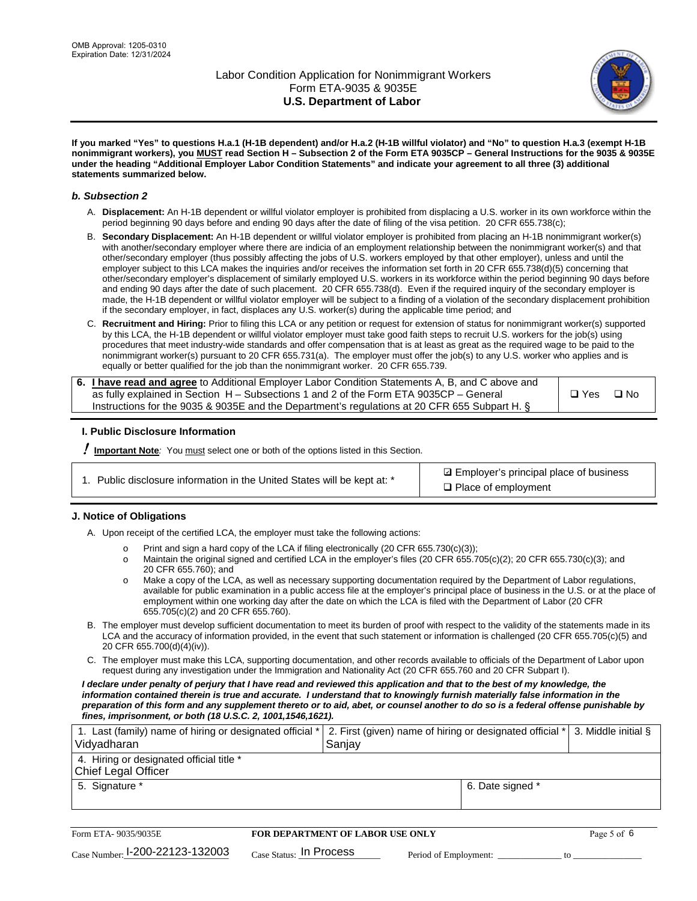OMB Approval: 1205-0310
Expiration Date: 12/31/2024

# Labor Condition Application for Nonimmigrant Workers
## Form ETA-9035 & 9035E
## U.S. Department of Labor

**If you marked "Yes" to questions H.a.1 (H-1B dependent) and/or H.a.2 (H-1B willful violator) and "No" to question H.a.3 (exempt H-1B nonimmigrant workers), you MUST read Section H – Subsection 2 of the Form ETA 9035CP – General Instructions for the 9035 & 9035E under the heading "Additional Employer Labor Condition Statements" and indicate your agreement to all three (3) additional statements summarized below.**

### *b. Subsection 2*

A. **Displacement:** An H-1B dependent or willful violator employer is prohibited from displacing a U.S. worker in its own workforce within the period beginning 90 days before and ending 90 days after the date of filing of the visa petition. 20 CFR 655.738(c);

B. **Secondary Displacement:** An H-1B dependent or willful violator employer is prohibited from placing an H-1B nonimmigrant worker(s) with another/secondary employer where there are indicia of an employment relationship between the nonimmigrant worker(s) and that other/secondary employer (thus possibly affecting the jobs of U.S. workers employed by that other employer), unless and until the employer subject to this LCA makes the inquiries and/or receives the information set forth in 20 CFR 655.738(d)(5) concerning that other/secondary employer's displacement of similarly employed U.S. workers in its workforce within the period beginning 90 days before and ending 90 days after the date of such placement. 20 CFR 655.738(d). Even if the required inquiry of the secondary employer is made, the H-1B dependent or willful violator employer will be subject to a finding of a violation of the secondary displacement prohibition if the secondary employer, in fact, displaces any U.S. worker(s) during the applicable time period; and

C. **Recruitment and Hiring:** Prior to filing this LCA or any petition or request for extension of status for nonimmigrant worker(s) supported by this LCA, the H-1B dependent or willful violator employer must take good faith steps to recruit U.S. workers for the job(s) using procedures that meet industry-wide standards and offer compensation that is at least as great as the required wage to be paid to the nonimmigrant worker(s) pursuant to 20 CFR 655.731(a). The employer must offer the job(s) to any U.S. worker who applies and is equally or better qualified for the job than the nonimmigrant worker. 20 CFR 655.739.

| | |
|---|---|
| 6. **I have read and agree** to Additional Employer Labor Condition Statements A, B, and C above and as fully explained in Section H – Subsections 1 and 2 of the Form ETA 9035CP – General Instructions for the 9035 & 9035E and the Department's regulations at 20 CFR 655 Subpart H. § | ❑ Yes ❑ No |

### I. Public Disclosure Information

**! Important Note**: You must select one or both of the options listed in this Section.

| | |
|---|---|
| 1. Public disclosure information in the United States will be kept at: * | ☑ Employer's principal place of business<br>❑ Place of employment |

### J. Notice of Obligations

A. Upon receipt of the certified LCA, the employer must take the following actions:

- Print and sign a hard copy of the LCA if filing electronically (20 CFR 655.730(c)(3));
- Maintain the original signed and certified LCA in the employer's files (20 CFR 655.705(c)(2); 20 CFR 655.730(c)(3); and 20 CFR 655.760); and
- Make a copy of the LCA, as well as necessary supporting documentation required by the Department of Labor regulations, available for public examination in a public access file at the employer's principal place of business in the U.S. or at the place of employment within one working day after the date on which the LCA is filed with the Department of Labor (20 CFR 655.705(c)(2) and 20 CFR 655.760).

B. The employer must develop sufficient documentation to meet its burden of proof with respect to the validity of the statements made in its LCA and the accuracy of information provided, in the event that such statement or information is challenged (20 CFR 655.705(c)(5) and 20 CFR 655.700(d)(4)(iv)).

C. The employer must make this LCA, supporting documentation, and other records available to officials of the Department of Labor upon request during any investigation under the Immigration and Nationality Act (20 CFR 655.760 and 20 CFR Subpart I).

***I declare under penalty of perjury that I have read and reviewed this application and that to the best of my knowledge, the information contained therein is true and accurate. I understand that to knowingly furnish materially false information in the preparation of this form and any supplement thereto or to aid, abet, or counsel another to do so is a federal offense punishable by fines, imprisonment, or both (18 U.S.C. 2, 1001,1546,1621).***

| 1. Last (family) name of hiring or designated official * | 2. First (given) name of hiring or designated official * | 3. Middle initial § |
|---|---|---|
| Vidyadharan | Sanjay | |
| 4. Hiring or designated official title * | | |
| Chief Legal Officer | | |
| 5. Signature * | 6. Date signed * | |
| | | |

Form ETA- 9035/9035E — **FOR DEPARTMENT OF LABOR USE ONLY**

Case Number: I-200-22123-132003 Case Status: In Process Period of Employment: _____________ to _____________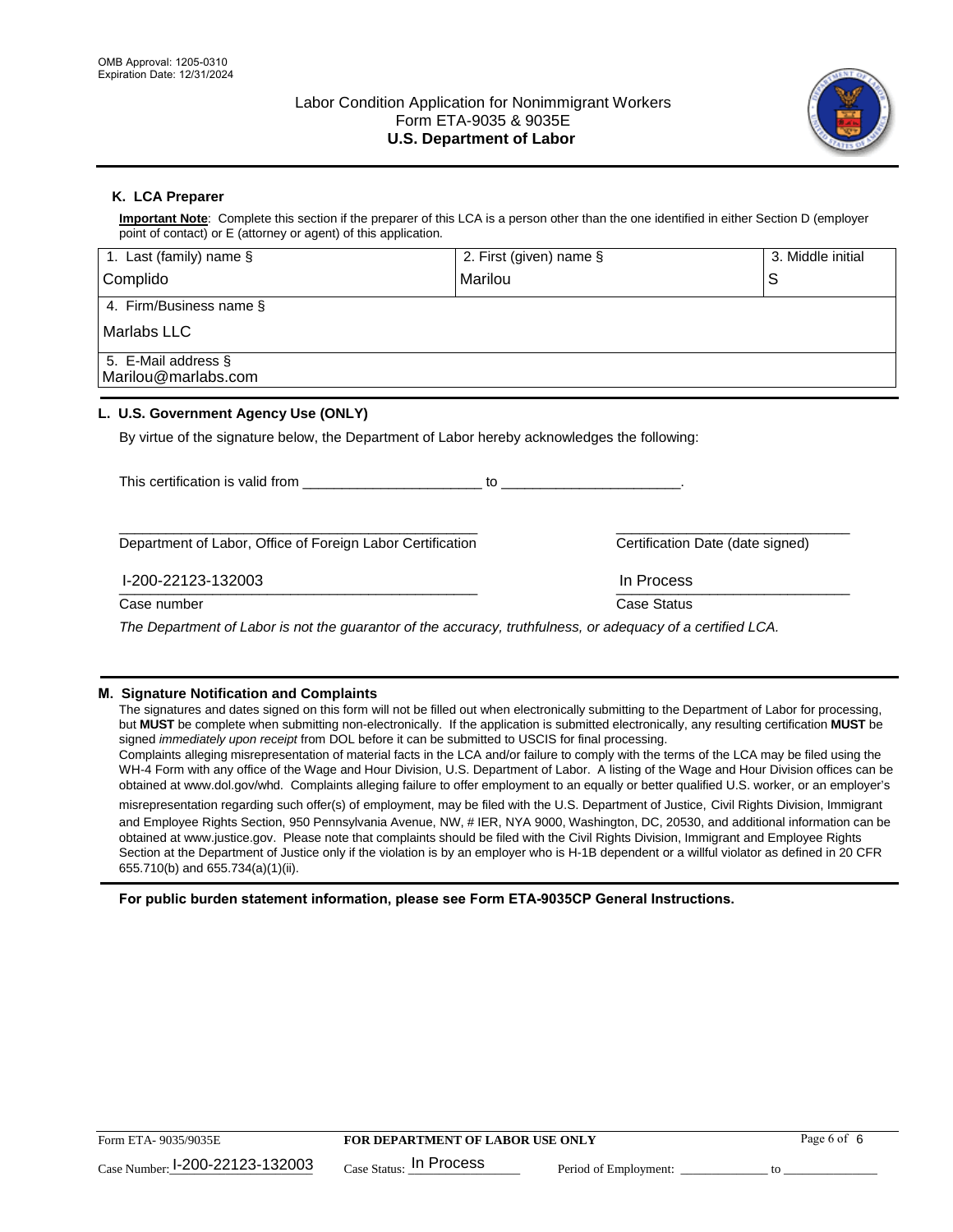OMB Approval: 1205-0310
Expiration Date: 12/31/2024

Labor Condition Application for Nonimmigrant Workers
Form ETA-9035 & 9035E
**U.S. Department of Labor**

### K. LCA Preparer

**Important Note**: Complete this section if the preparer of this LCA is a person other than the one identified in either Section D (employer point of contact) or E (attorney or agent) of this application.

| 1. Last (family) name § | 2. First (given) name § | 3. Middle initial |
|---|---|---|
| Complido | Marilou | S |
| 4. Firm/Business name § | | |
| Marlabs LLC | | |
| 5. E-Mail address § | | |
| Marilou@marlabs.com | | |

### L. U.S. Government Agency Use (ONLY)

By virtue of the signature below, the Department of Labor hereby acknowledges the following:

This certification is valid from ______________________ to ______________________.

______________________________________________ Department of Labor, Office of Foreign Labor Certification

______________________________ Certification Date (date signed)

I-200-22123-132003
Case number

In Process
Case Status

*The Department of Labor is not the guarantor of the accuracy, truthfulness, or adequacy of a certified LCA.*

### M. Signature Notification and Complaints

The signatures and dates signed on this form will not be filled out when electronically submitting to the Department of Labor for processing, but **MUST** be complete when submitting non-electronically. If the application is submitted electronically, any resulting certification **MUST** be signed *immediately upon receipt* from DOL before it can be submitted to USCIS for final processing.

Complaints alleging misrepresentation of material facts in the LCA and/or failure to comply with the terms of the LCA may be filed using the WH-4 Form with any office of the Wage and Hour Division, U.S. Department of Labor. A listing of the Wage and Hour Division offices can be obtained at www.dol.gov/whd. Complaints alleging failure to offer employment to an equally or better qualified U.S. worker, or an employer's misrepresentation regarding such offer(s) of employment, may be filed with the U.S. Department of Justice, Civil Rights Division, Immigrant and Employee Rights Section, 950 Pennsylvania Avenue, NW, # IER, NYA 9000, Washington, DC, 20530, and additional information can be obtained at www.justice.gov. Please note that complaints should be filed with the Civil Rights Division, Immigrant and Employee Rights Section at the Department of Justice only if the violation is by an employer who is H-1B dependent or a willful violator as defined in 20 CFR 655.710(b) and 655.734(a)(1)(ii).

**For public burden statement information, please see Form ETA-9035CP General Instructions.**

Form ETA- 9035/9035E — **FOR DEPARTMENT OF LABOR USE ONLY**

Case Number: I-200-22123-132003 Case Status: In Process Period of Employment: ____________ to ______________